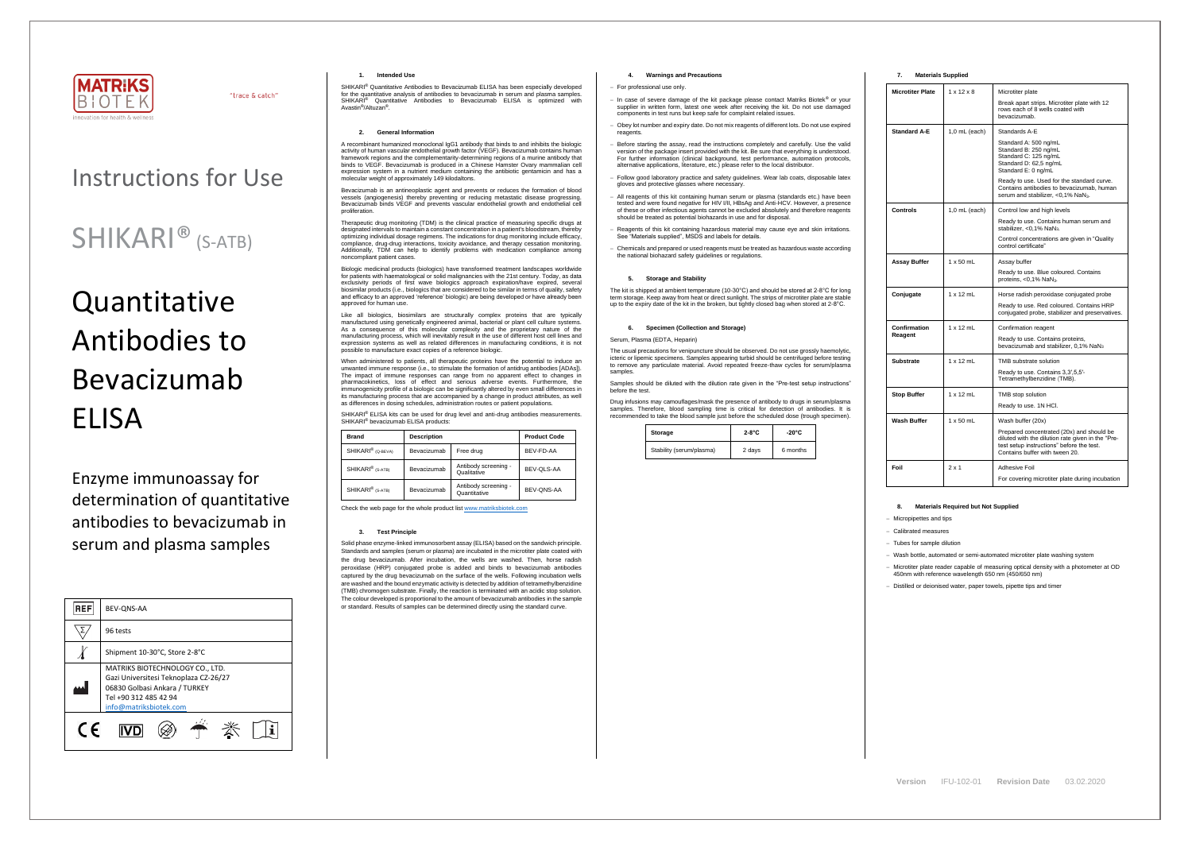MATRIKS BIOTEK

Innovation for health & wellness

"trace & catch"

# Instructions for Use

# SHIKARI® (S-ATB)

# Quantitative Antibodies to Bevacizumab ELISA

## Enzyme immunoassay for determination of quantitative antibodies to bevacizumab in serum and plasma samples

| REF | BEV-QNS-AA |
|---|---|
| Σ | 96 tests |
| Temperature | Shipment 10-30°C, Store 2-8°C |
| Manufacturer | MATRIKS BIOTECHNOLOGY CO., LTD. Gazi Universitesi Teknoplaza CZ-26/27 06830 Golbasi Ankara / TURKEY Tel +90 312 485 42 94 info@matriksbiotek.com |

CE IVD

### 1. Intended Use

SHIKARI® Quantitative Antibodies to Bevacizumab ELISA has been especially developed for the quantitative analysis of antibodies to bevacizumab in serum and plasma samples. SHIKARI® Quantitative Antibodies to Bevacizumab ELISA is optimized with Avastin®/Altuzan®.

### 2. General Information

A recombinant humanized monoclonal IgG1 antibody that binds to and inhibits the biologic activity of human vascular endothelial growth factor (VEGF). Bevacizumab contains human framework regions and the complementarity-determining regions of a murine antibody that binds to VEGF. Bevacizumab is produced in a Chinese Hamster Ovary mammalian cell expression system in a nutrient medium containing the antibiotic gentamicin and has a molecular weight of approximately 149 kilodaltons.

Bevacizumab is an antineoplastic agent and prevents or reduces the formation of blood vessels (angiogenesis) thereby preventing or reducing metastatic disease progressing. Bevacizumab binds VEGF and prevents vascular endothelial growth and endothelial cell proliferation.

Therapeutic drug monitoring (TDM) is the clinical practice of measuring specific drugs at designated intervals to maintain a constant concentration in a patient's bloodstream, thereby optimizing individual dosage regimens. The indications for drug monitoring include efficacy, compliance, drug-drug interactions, toxicity avoidance, and therapy cessation monitoring. Additionally, TDM can help to identify problems with medication compliance among noncompliant patient cases.

Biologic medicinal products (biologics) have transformed treatment landscapes worldwide for patients with haematological or solid malignancies in the 21st century. Today, as data exclusivity periods of first wave biologics approach expiration/have expired, several biosimilar products (i.e., biologics that are considered to be similar in terms of quality, safety and efficacy to an approved 'reference' biologic) are being developed or have already been approved for human use.

Like all biologics, biosimilars are structurally complex proteins that are typically manufactured using genetically engineered animal, bacterial or plant cell culture systems. As a consequence of this molecular complexity and the proprietary nature of the manufacturing process, which will inevitably result in the use of different host cell lines and expression systems as well as related differences in manufacturing conditions, it is not possible to manufacture exact copies of a reference biologic.

When administered to patients, all therapeutic proteins have the potential to induce an unwanted immune response (i.e., to stimulate the formation of antidrug antibodies [ADAs]). The impact of immune responses can range from no apparent effect to changes in pharmacokinetics, loss of effect and serious adverse events. Furthermore, the immunogenicity profile of a biologic can be significantly altered by even small differences in its manufacturing process that are accompanied by a change in product attributes, as well as differences in dosing schedules, administration routes or patient populations.

SHIKARI® ELISA kits can be used for drug level and anti-drug antibodies measurements. SHIKARI® bevacizumab ELISA products:

| Brand | Description | | Product Code |
|---|---|---|---|
| SHIKARI® (Q-BEVA) | Bevacizumab | Free drug | BEV-FD-AA |
| SHIKARI® (S-ATB) | Bevacizumab | Antibody screening - Qualitative | BEV-QLS-AA |
| SHIKARI® (S-ATB) | Bevacizumab | Antibody screening - Quantitative | BEV-QNS-AA |

Check the web page for the whole product list www.matriksbiotek.com

### 3. Test Principle

Solid phase enzyme-linked immunosorbent assay (ELISA) based on the sandwich principle. Standards and samples (serum or plasma) are incubated in the microtiter plate coated with the drug bevacizumab. After incubation, the wells are washed. Then, horse radish peroxidase (HRP) conjugated probe is added and binds to bevacizumab antibodies captured by the drug bevacizumab on the surface of the wells. Following incubation wells are washed and the bound enzymatic activity is detected by addition of tetramethylbenzidine (TMB) chromogen substrate. Finally, the reaction is terminated with an acidic stop solution. The colour developed is proportional to the amount of bevacizumab antibodies in the sample or standard. Results of samples can be determined directly using the standard curve.

### 4. Warnings and Precautions

- For professional use only.
- In case of severe damage of the kit package please contact Matriks Biotek® or your supplier in written form, latest one week after receiving the kit. Do not use damaged components in test runs but keep safe for complaint related issues.
- Obey lot number and expiry date. Do not mix reagents of different lots. Do not use expired reagents.
- Before starting the assay, read the instructions completely and carefully. Use the valid version of the package insert provided with the kit. Be sure that everything is understood. For further information (clinical background, test performance, automation protocols, alternative applications, literature, etc.) please refer to the local distributor.
- Follow good laboratory practice and safety guidelines. Wear lab coats, disposable latex gloves and protective glasses where necessary.
- All reagents of this kit containing human serum or plasma (standards etc.) have been tested and were found negative for HIV I/II, HBsAg and Anti-HCV. However, a presence of these or other infectious agents cannot be excluded absolutely and therefore reagents should be treated as potential biohazards in use and for disposal.
- Reagents of this kit containing hazardous material may cause eye and skin irritations. See "Materials supplied", MSDS and labels for details.
- Chemicals and prepared or used reagents must be treated as hazardous waste according the national biohazard safety guidelines or regulations.

### 5. Storage and Stability

The kit is shipped at ambient temperature (10-30°C) and should be stored at 2-8°C for long term storage. Keep away from heat or direct sunlight. The strips of microtiter plate are stable up to the expiry date of the kit in the broken, but tightly closed bag when stored at 2-8°C.

### 6. Specimen (Collection and Storage)

Serum, Plasma (EDTA, Heparin)

The usual precautions for venipuncture should be observed. Do not use grossly haemolytic, icteric or lipemic specimens. Samples appearing turbid should be centrifuged before testing to remove any particulate material. Avoid repeated freeze-thaw cycles for serum/plasma samples.

Samples should be diluted with the dilution rate given in the "Pre-test setup instructions" before the test.

Drug infusions may camouflages/mask the presence of antibody to drugs in serum/plasma samples. Therefore, blood sampling time is critical for detection of antibodies. It is recommended to take the blood sample just before the scheduled dose (trough specimen).

| Storage | 2-8°C | -20°C |
|---|---|---|
| Stability (serum/plasma) | 2 days | 6 months |

### 7. Materials Supplied

| | | |
|---|---|---|
| **Microtiter Plate** | 1 x 12 x 8 | Microtiter plate<br>Break apart strips. Microtiter plate with 12 rows each of 8 wells coated with bevacizumab. |
| **Standard A-E** | 1,0 mL (each) | Standards A-E<br>Standard A: 500 ng/mL<br>Standard B: 250 ng/mL<br>Standard C: 125 ng/mL<br>Standard D: 62,5 ng/mL<br>Standard E: 0 ng/mL<br>Ready to use. Used for the standard curve. Contains antibodies to bevacizumab, human serum and stabilizer, <0,1% $NaN_3$. |
| **Controls** | 1,0 mL (each) | Control low and high levels<br>Ready to use. Contains human serum and stabilizer, <0,1% $NaN_3$.<br>Control concentrations are given in "Quality control certificate" |
| **Assay Buffer** | 1 x 50 mL | Assay buffer<br>Ready to use. Blue coloured. Contains proteins, <0,1% $NaN_3$. |
| **Conjugate** | 1 x 12 mL | Horse radish peroxidase conjugated probe<br>Ready to use. Red coloured. Contains HRP conjugated probe, stabilizer and preservatives. |
| **Confirmation Reagent** | 1 x 12 mL | Confirmation reagent<br>Ready to use. Contains proteins, bevacizumab and stabilizer, 0,1% $NaN_3$ |
| **Substrate** | 1 x 12 mL | TMB substrate solution<br>Ready to use. Contains 3,3',5,5'-Tetramethylbenzidine (TMB). |
| **Stop Buffer** | 1 x 12 mL | TMB stop solution<br>Ready to use. 1N HCl. |
| **Wash Buffer** | 1 x 50 mL | Wash buffer (20x)<br>Prepared concentrated (20x) and should be diluted with the dilution rate given in the "Pre-test setup instructions" before the test. Contains buffer with tween 20. |
| **Foil** | 2 x 1 | Adhesive Foil<br>For covering microtiter plate during incubation |

### 8. Materials Required but Not Supplied

- Micropipettes and tips
- Calibrated measures
- Tubes for sample dilution
- Wash bottle, automated or semi-automated microtiter plate washing system
- Microtiter plate reader capable of measuring optical density with a photometer at OD 450nm with reference wavelength 650 nm (450/650 nm)
- Distilled or deionised water, paper towels, pipette tips and timer

Version IFU-102-01 Revision Date 03.02.2020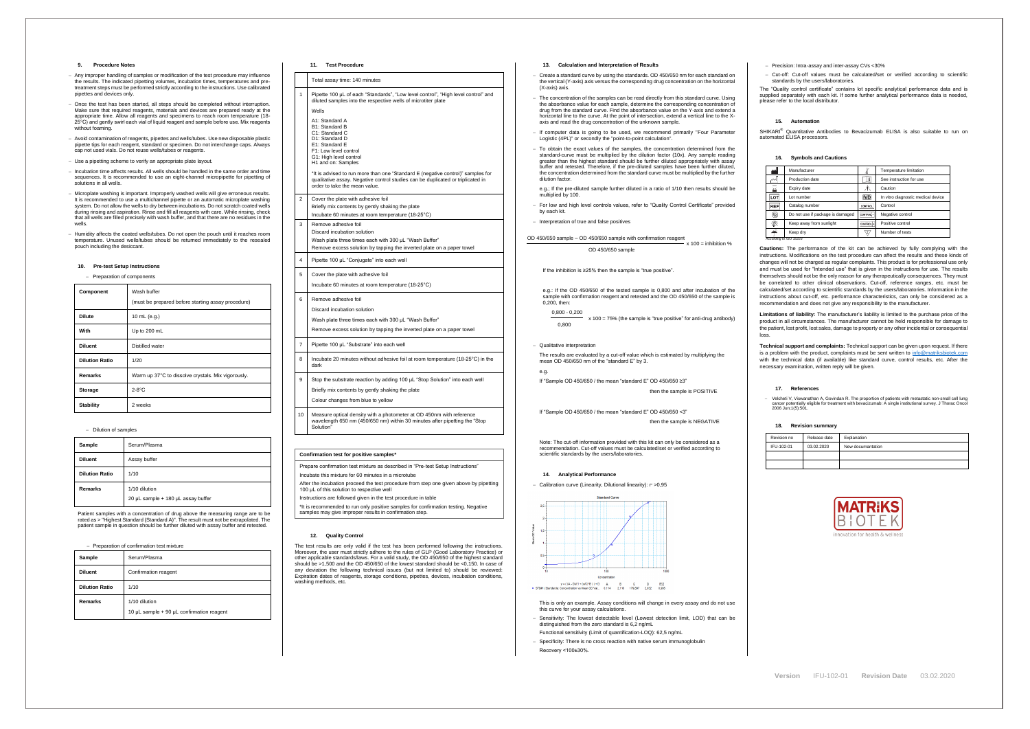### 9. Procedure Notes

- Any improper handling of samples or modification of the test procedure may influence the results. The indicated pipetting volumes, incubation times, temperatures and pre-treatment steps must be performed strictly according to the instructions. Use calibrated pipettes and devices only.
- Once the test has been started, all steps should be completed without interruption. Make sure that required reagents, materials and devices are prepared ready at the appropriate time. Allow all reagents and specimens to reach room temperature (18-25°C) and gently swirl each vial of liquid reagent and sample before use. Mix reagents without foaming.
- Avoid contamination of reagents, pipettes and wells/tubes. Use new disposable plastic pipette tips for each reagent, standard or specimen. Do not interchange caps. Always cap not used vials. Do not reuse wells/tubes or reagents.
- Use a pipetting scheme to verify an appropriate plate layout.
- Incubation time affects results. All wells should be handled in the same order and time sequences. It is recommended to use an eight-channel micropipette for pipetting of solutions in all wells.
- Microplate washing is important. Improperly washed wells will give erroneous results. It is recommended to use a multichannel pipette or an automatic microplate washing system. Do not allow the wells to dry between incubations. Do not scratch coated wells during rinsing and aspiration. Rinse and fill all reagents with care. While rinsing, check that all wells are filled precisely with wash buffer, and that there are no residues in the wells.
- Humidity affects the coated wells/tubes. Do not open the pouch until it reaches room temperature. Unused wells/tubes should be returned immediately to the resealed pouch including the desiccant.

### 10. Pre-test Setup Instructions

- Preparation of components

| | |
|---|---|
| **Component** | Wash buffer<br>(must be prepared before starting assay procedure) |
| **Dilute** | 10 mL (e.g.) |
| **With** | Up to 200 mL |
| **Diluent** | Distilled water |
| **Dilution Ratio** | 1/20 |
| **Remarks** | Warm up 37°C to dissolve crystals. Mix vigorously. |
| **Storage** | 2-8°C |
| **Stability** | 2 weeks |

- Dilution of samples

| | |
|---|---|
| **Sample** | Serum/Plasma |
| **Diluent** | Assay buffer |
| **Dilution Ratio** | 1/10 |
| **Remarks** | 1/10 dilution<br>20 µL sample + 180 µL assay buffer |

Patient samples with a concentration of drug above the measuring range are to be rated as > "Highest Standard (Standard A)". The result must not be extrapolated. The patient sample in question should be further diluted with assay buffer and retested.

- Preparation of confirmation test mixture

| | |
|---|---|
| **Sample** | Serum/Plasma |
| **Diluent** | Confirmation reagent |
| **Dilution Ratio** | 1/10 |
| **Remarks** | 1/10 dilution<br>10 µL sample + 90 µL confirmation reagent |

### 11. Test Procedure

| | |
|---|---|
| | Total assay time: 140 minutes |
| 1 | Pipette 100 µL of each "Standards", "Low level control", "High level control" and diluted samples into the respective wells of microtiter plate<br>Wells<br>A1: Standard A<br>B1: Standard B<br>C1: Standard C<br>D1: Standard D<br>E1: Standard E<br>F1: Low level control<br>G1: High level control<br>H1 and on: Samples<br>*It is advised to run no more than one "Standard E (negative control)" samples for qualitative assay. Negative control studies can be duplicated or triplicated in order to take the mean value. |
| 2 | Cover the plate with adhesive foil<br>Briefly mix contents by gently shaking the plate<br>Incubate 60 minutes at room temperature (18-25°C) |
| 3 | Remove adhesive foil<br>Discard incubation solution<br>Wash plate three times each with 300 µL "Wash Buffer"<br>Remove excess solution by tapping the inverted plate on a paper towel |
| 4 | Pipette 100 µL "Conjugate" into each well |
| 5 | Cover the plate with adhesive foil<br>Incubate 60 minutes at room temperature (18-25°C) |
| 6 | Remove adhesive foil<br>Discard incubation solution<br>Wash plate three times each with 300 µL "Wash Buffer"<br>Remove excess solution by tapping the inverted plate on a paper towel |
| 7 | Pipette 100 µL "Substrate" into each well |
| 8 | Incubate 20 minutes without adhesive foil at room temperature (18-25°C) in the dark |
| 9 | Stop the substrate reaction by adding 100 µL "Stop Solution" into each well<br>Briefly mix contents by gently shaking the plate<br>Colour changes from blue to yellow |
| 10 | Measure optical density with a photometer at OD 450nm with reference wavelength 650 nm (450/650 nm) within 30 minutes after pipetting the "Stop Solution" |

| Confirmation test for positive samples* |
|---|
| Prepare confirmation test mixture as described in "Pre-test Setup Instructions" |
| Incubate this mixture for 60 minutes in a microtube |
| After the incubation proceed the test procedure from step one given above by pipetting 100 µL of this solution to respective well |
| Instructions are followed given in the test procedure in table |
| *It is recommended to run only positive samples for confirmation testing. Negative samples may give improper results in confirmation step. |

### 12. Quality Control

The test results are only valid if the test has been performed following the instructions. Moreover, the user must strictly adhere to the rules of GLP (Good Laboratory Practice) or other applicable standards/laws. For a valid study, the OD 450/650 of the highest standard should be >1,500 and the OD 450/650 of the lowest standard should be <0,150. In case of any deviation the following technical issues (but not limited to) should be reviewed: Expiration dates of reagents, storage conditions, pipettes, devices, incubation conditions, washing methods, etc.

### 13. Calculation and Interpretation of Results

- Create a standard curve by using the standards. OD 450/650 nm for each standard on the vertical (Y-axis) axis versus the corresponding drug concentration on the horizontal (X-axis) axis.
- The concentration of the samples can be read directly from this standard curve. Using the absorbance value for each sample, determine the corresponding concentration of drug from the standard curve. Find the absorbance value on the Y-axis and extend a horizontal line to the curve. At the point of intersection, extend a vertical line to the X-axis and read the drug concentration of the unknown sample.
- If computer data is going to be used, we recommend primarily "Four Parameter Logistic (4PL)" or secondly the "point-to-point calculation".
- To obtain the exact values of the samples, the concentration determined from the standard-curve must be multiplied by the dilution factor (10x). Any sample reading greater than the highest standard should be further diluted appropriately with assay buffer and retested. Therefore, if the pre-diluted samples have been further diluted, the concentration determined from the standard curve must be multiplied by the further dilution factor.

  e.g.; If the pre-diluted sample further diluted in a ratio of 1/10 then results should be multiplied by 100.

- For low and high level controls values, refer to "Quality Control Certificate" provided by each kit.
- Interpretation of true and false positives

$$\frac{\text{OD 450/650 sample} - \text{OD 450/650 sample with confirmation reagent}}{\text{OD 450/650 sample}} \times 100 = \text{inhibition \%}$$

If the inhibition is ≥25% then the sample is "true positive".

e.g.: If the OD 450/650 of the tested sample is 0,800 and after incubation of the sample with confirmation reagent and retested and the OD 450/650 of the sample is 0,200, then:

$$\frac{0{,}800 - 0{,}200}{0{,}800} \times 100 = 75\%$$ (the sample is "true positive" for anti-drug antibody)

- Qualitative interpretation

  The results are evaluated by a cut-off value which is estimated by multiplying the mean OD 450/650 nm of the "standard E" by 3.

  e.g.

  If "Sample OD 450/650 / the mean "standard E" OD 450/650 ≥3"

  then the sample is POSITIVE

  If "Sample OD 450/650 / the mean "standard E" OD 450/650 <3"

  then the sample is NEGATIVE

  Note: The cut-off information provided with this kit can only be considered as a recommendation. Cut-off values must be calculated/set or verified according to scientific standards by the users/laboratories.

### 14. Analytical Performance

- Calibration curve (Linearity, Dilutional linearity): $r^2$ >0,95

Standard Curve

Blank OD Value

Concentration

y = ((A - D)/(1 + (x/C)^B)) + D   A   B   C   D   R2

STD#1 (Standards: Concentration vs Mean OD Val... 0,114   2,116   176,897   2,932   0,995

This is only an example. Assay conditions will change in every assay and do not use this curve for your assay calculations.

- Sensitivity: The lowest detectable level (Lowest detection limit, LOD) that can be distinguished from the zero standard is 6,2 ng/mL

  Functional sensitivity (Limit of quantification-LOQ): 62,5 ng/mL

- Specificity: There is no cross reaction with native serum immunoglobulin

  Recovery <100±30%.

- Precision: Intra-assay and inter-assay CVs <30%
- Cut-off: Cut-off values must be calculated/set or verified according to scientific standards by the users/laboratories.

The "Quality control certificate" contains lot specific analytical performance data and is supplied separately with each kit. If some further analytical performance data is needed, please refer to the local distributor.

### 15. Automation

SHIKARI® Quantitative Antibodies to Bevacizumab ELISA is also suitable to run on automated ELISA processors.

### 16. Symbols and Cautions

| | | | |
|---|---|---|---|
| | Manufacturer | | Temperature limitation |
| | Production date | | See instruction for use |
| | Expiry date | | Caution |
| LOT | Lot number | IVD | In vitro diagnostic medical device |
| REF | Catalog number | CONTROL | Control |
| | Do not use if package is damaged | CONTROL - | Negative control |
| | Keep away from sunlight | CONTROL + | Positive control |
| | Keep dry | | Number of tests |

According to ISO 15223

**Cautions:** The performance of the kit can be achieved by fully complying with the instructions. Modifications on the test procedure can affect the results and these kinds of changes will not be charged as regular complaints. This product is for professional use only and must be used for "Intended use" that is given in the instructions for use. The results themselves should not be the only reason for any therapeutically consequences. They must be correlated to other clinical observations. Cut-off, reference ranges, etc. must be calculated/set according to scientific standards by the users/laboratories. Information in the instructions about cut-off, etc. performance characteristics, can only be considered as a recommendation and does not give any responsibility to the manufacturer.

**Limitations of liability:** The manufacturer's liability is limited to the purchase price of the product in all circumstances. The manufacturer cannot be held responsible for damage to the patient, lost profit, lost sales, damage to property or any other incidental or consequential loss.

**Technical support and complaints:** Technical support can be given upon request. If there is a problem with the product, complaints must be sent written to info@matriksbiotek.com with the technical data (if available) like standard curve, control results, etc. After the necessary examination, written reply will be given.

### 17. References

- Velcheti V, Viswanathan A, Govindan R. The proportion of patients with metastatic non-small cell lung cancer potentially eligible for treatment with bevacizumab: A single institutional survey. J Thorac Oncol 2006 Jun;1(5):501.

### 18. Revision summary

| Revision no | Release date | Explanation |
|---|---|---|
| IFU-102-01 | 03.02.2020 | New documantation |
| | | |
| | | |

MATRIKS BIOTEK

innovation for health & wellness

**Version** IFU-102-01 **Revision Date** 03.02.2020